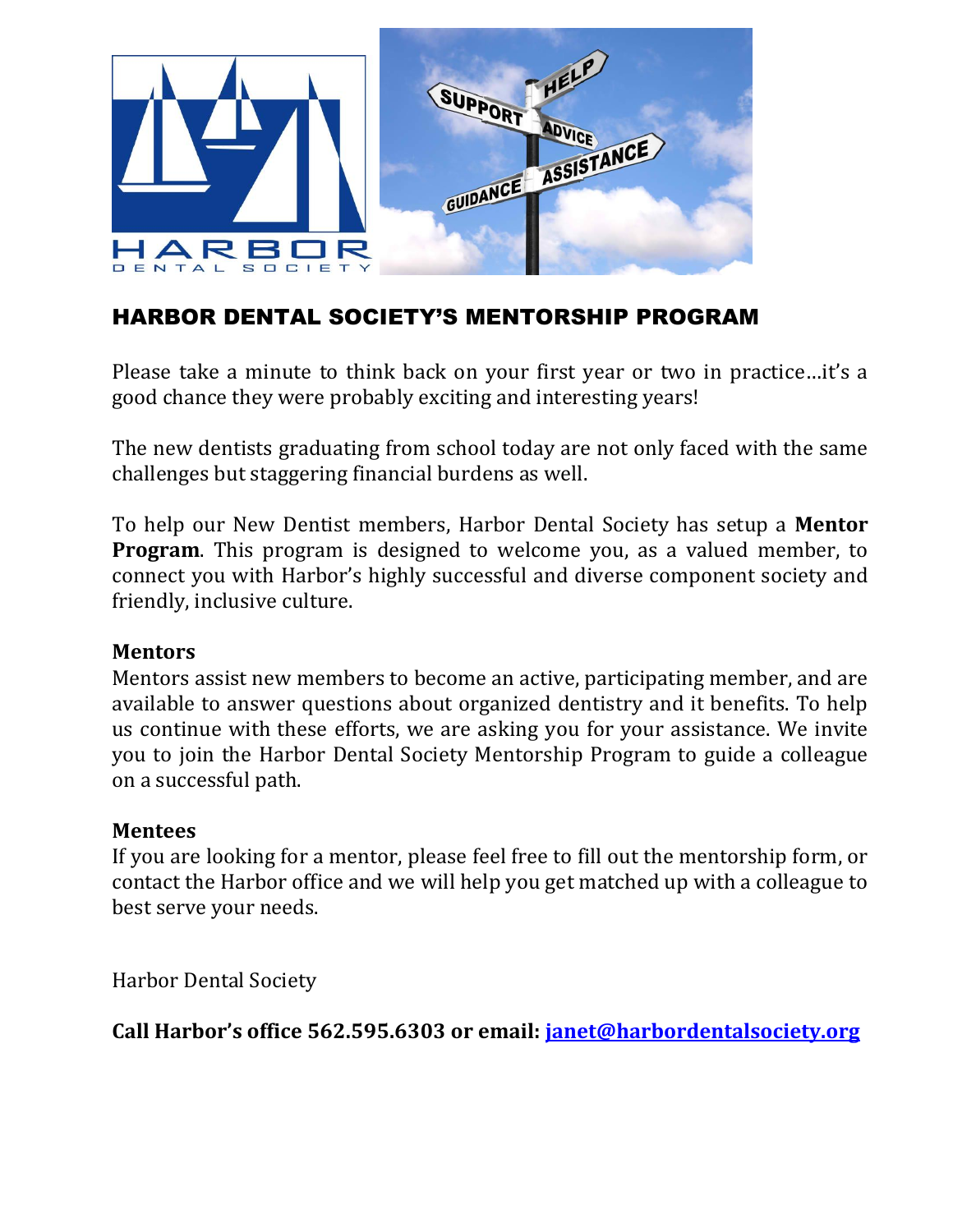# HARBOR DENTAL SOCIETY'S MENTORSHIP PROGRAM

Please take a minute to think back on your first year or two in practice…it's a good chance they were probably exciting and interesting years!

The new dentists graduating from school today are not only faced with the same challenges but staggering financial burdens as well.

To help our New Dentist members, Harbor Dental Society has setup a **Mentor Program**. This program is designed to welcome you, as a valued member, to connect you with Harbor's highly successful and diverse component society and friendly, inclusive culture.

**Mentors**

Mentors assist new members to become an active, participating member, and are available to answer questions about organized dentistry and it benefits. To help us continue with these efforts, we are asking you for your assistance. We invite you to join the Harbor Dental Society Mentorship Program to guide a colleague on a successful path.

**Mentees**

If you are looking for a mentor, please feel free to fill out the mentorship form, or contact the Harbor office and we will help you get matched up with a colleague to best serve your needs.

Harbor Dental Society

**Call Harbor's office 562.595.6303 or email: janet@harbordentalsociety.org**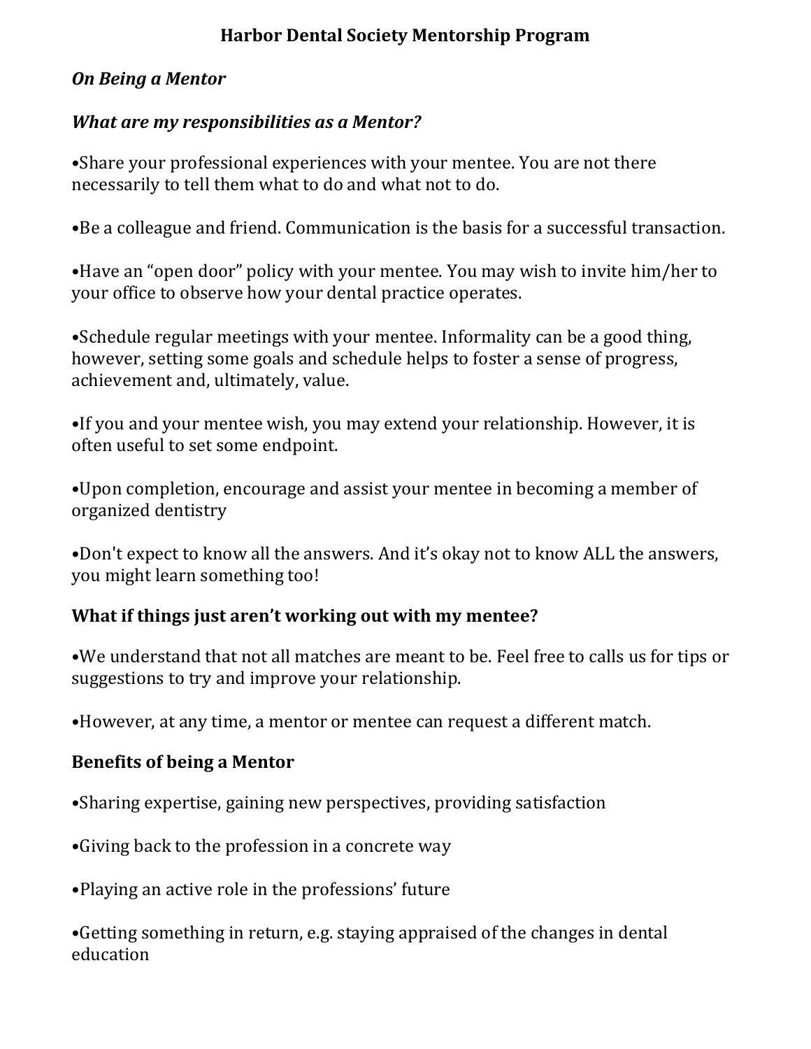**Harbor Dental Society Mentorship Program**

***On Being a Mentor***

***What are my responsibilities as a Mentor?***

•Share your professional experiences with your mentee. You are not there necessarily to tell them what to do and what not to do.

•Be a colleague and friend. Communication is the basis for a successful transaction.

•Have an "open door" policy with your mentee. You may wish to invite him/her to your office to observe how your dental practice operates.

•Schedule regular meetings with your mentee. Informality can be a good thing, however, setting some goals and schedule helps to foster a sense of progress, achievement and, ultimately, value.

•If you and your mentee wish, you may extend your relationship. However, it is often useful to set some endpoint.

•Upon completion, encourage and assist your mentee in becoming a member of organized dentistry

•Don't expect to know all the answers. And it's okay not to know ALL the answers, you might learn something too!

**What if things just aren't working out with my mentee?**

•We understand that not all matches are meant to be. Feel free to calls us for tips or suggestions to try and improve your relationship.

•However, at any time, a mentor or mentee can request a different match.

**Benefits of being a Mentor**

•Sharing expertise, gaining new perspectives, providing satisfaction

•Giving back to the profession in a concrete way

•Playing an active role in the professions' future

•Getting something in return, e.g. staying appraised of the changes in dental education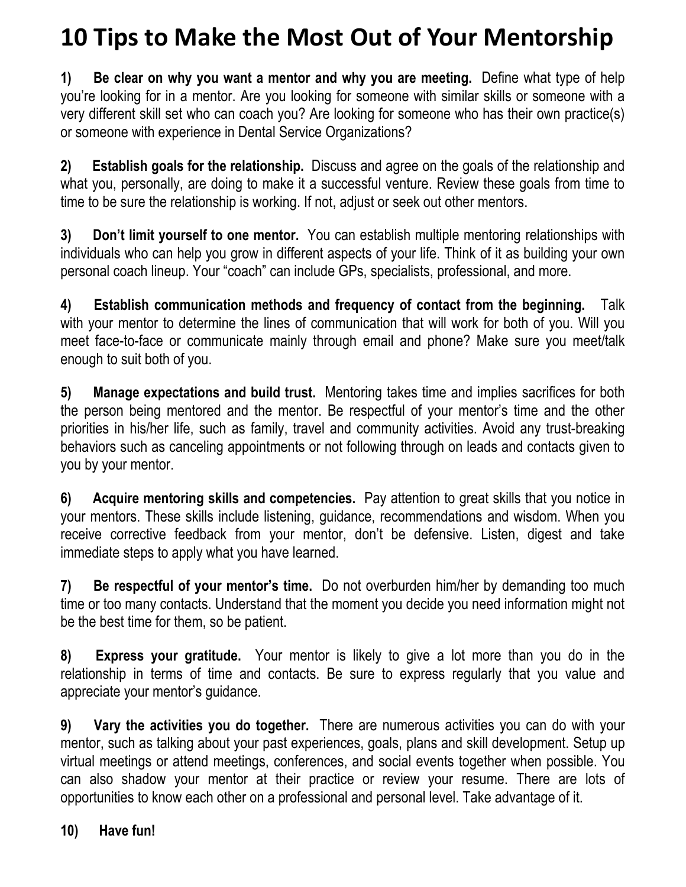# 10 Tips to Make the Most Out of Your Mentorship

1) **Be clear on why you want a mentor and why you are meeting.** Define what type of help you're looking for in a mentor. Are you looking for someone with similar skills or someone with a very different skill set who can coach you? Are looking for someone who has their own practice(s) or someone with experience in Dental Service Organizations?

2) **Establish goals for the relationship.** Discuss and agree on the goals of the relationship and what you, personally, are doing to make it a successful venture. Review these goals from time to time to be sure the relationship is working. If not, adjust or seek out other mentors.

3) **Don't limit yourself to one mentor.** You can establish multiple mentoring relationships with individuals who can help you grow in different aspects of your life. Think of it as building your own personal coach lineup. Your "coach" can include GPs, specialists, professional, and more.

4) **Establish communication methods and frequency of contact from the beginning.** Talk with your mentor to determine the lines of communication that will work for both of you. Will you meet face-to-face or communicate mainly through email and phone? Make sure you meet/talk enough to suit both of you.

5) **Manage expectations and build trust.** Mentoring takes time and implies sacrifices for both the person being mentored and the mentor. Be respectful of your mentor's time and the other priorities in his/her life, such as family, travel and community activities. Avoid any trust-breaking behaviors such as canceling appointments or not following through on leads and contacts given to you by your mentor.

6) **Acquire mentoring skills and competencies.** Pay attention to great skills that you notice in your mentors. These skills include listening, guidance, recommendations and wisdom. When you receive corrective feedback from your mentor, don't be defensive. Listen, digest and take immediate steps to apply what you have learned.

7) **Be respectful of your mentor's time.** Do not overburden him/her by demanding too much time or too many contacts. Understand that the moment you decide you need information might not be the best time for them, so be patient.

8) **Express your gratitude.** Your mentor is likely to give a lot more than you do in the relationship in terms of time and contacts. Be sure to express regularly that you value and appreciate your mentor's guidance.

9) **Vary the activities you do together.** There are numerous activities you can do with your mentor, such as talking about your past experiences, goals, plans and skill development. Setup up virtual meetings or attend meetings, conferences, and social events together when possible. You can also shadow your mentor at their practice or review your resume. There are lots of opportunities to know each other on a professional and personal level. Take advantage of it.

10) **Have fun!**